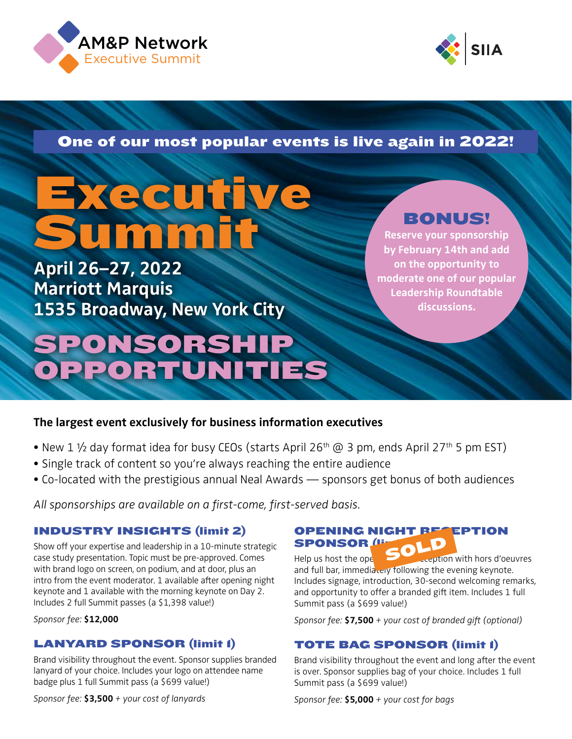AM&P Network Executive Summit

SIIA

**One of our most popular events is live again in 2022!**

# Executive Summit

**April 26–27, 2022**
**Marriott Marquis**
**1535 Broadway, New York City**

**BONUS!**
**Reserve your sponsorship by February 14th and add on the opportunity to moderate one of our popular Leadership Roundtable discussions.**

# SPONSORSHIP OPPORTUNITIES

**The largest event exclusively for business information executives**

- New 1 ½ day format idea for busy CEOs (starts April 26th @ 3 pm, ends April 27th 5 pm EST)
- Single track of content so you're always reaching the entire audience
- Co-located with the prestigious annual Neal Awards — sponsors get bonus of both audiences

*All sponsorships are available on a first-come, first-served basis.*

## INDUSTRY INSIGHTS (limit 2)

Show off your expertise and leadership in a 10-minute strategic case study presentation. Topic must be pre-approved. Comes with brand logo on screen, on podium, and at door, plus an intro from the event moderator. 1 available after opening night keynote and 1 available with the morning keynote on Day 2. Includes 2 full Summit passes (a $1,398 value!)

*Sponsor fee:* **$12,000**

## LANYARD SPONSOR (limit 1)

Brand visibility throughout the event. Sponsor supplies branded lanyard of your choice. Includes your logo on attendee name badge plus 1 full Summit pass (a $699 value!)

*Sponsor fee:* **$3,500** *+ your cost of lanyards*

## OPENING NIGHT RECEPTION SPONSOR (limit 1) — SOLD

Help us host the opening night reception with hors d'oeuvres and full bar, immediately following the evening keynote. Includes signage, introduction, 30-second welcoming remarks, and opportunity to offer a branded gift item. Includes 1 full Summit pass (a $699 value!)

*Sponsor fee:* **$7,500** *+ your cost of branded gift (optional)*

## TOTE BAG SPONSOR (limit 1)

Brand visibility throughout the event and long after the event is over. Sponsor supplies bag of your choice. Includes 1 full Summit pass (a $699 value!)

*Sponsor fee:* **$5,000** *+ your cost for bags*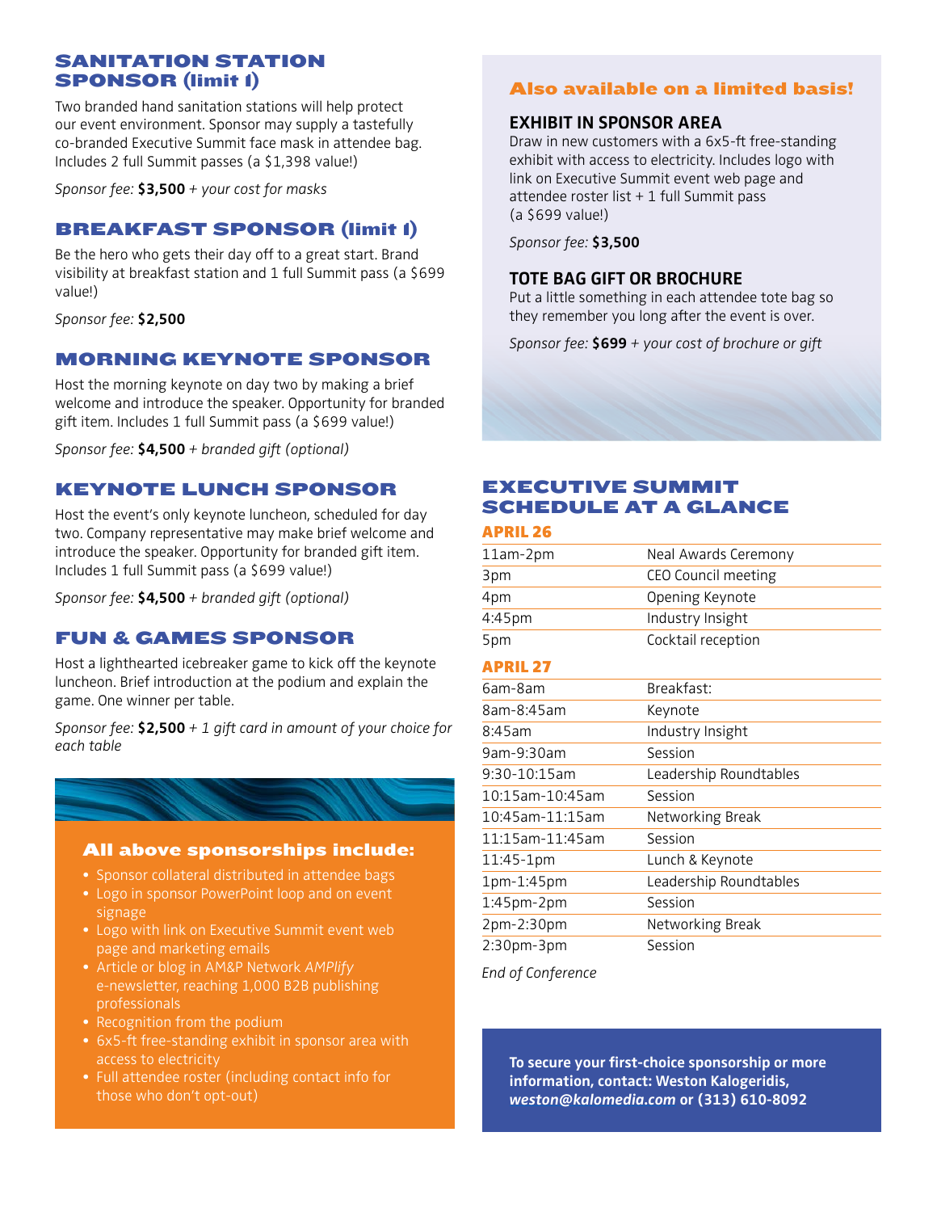## SANITATION STATION SPONSOR (limit 1)

Two branded hand sanitation stations will help protect our event environment. Sponsor may supply a tastefully co-branded Executive Summit face mask in attendee bag. Includes 2 full Summit passes (a $1,398 value!)

*Sponsor fee:* **$3,500** *+ your cost for masks*

## BREAKFAST SPONSOR (limit 1)

Be the hero who gets their day off to a great start. Brand visibility at breakfast station and 1 full Summit pass (a $699 value!)

*Sponsor fee:* **$2,500**

## MORNING KEYNOTE SPONSOR

Host the morning keynote on day two by making a brief welcome and introduce the speaker. Opportunity for branded gift item. Includes 1 full Summit pass (a $699 value!)

*Sponsor fee:* **$4,500** *+ branded gift (optional)*

## KEYNOTE LUNCH SPONSOR

Host the event's only keynote luncheon, scheduled for day two. Company representative may make brief welcome and introduce the speaker. Opportunity for branded gift item. Includes 1 full Summit pass (a $699 value!)

*Sponsor fee:* **$4,500** *+ branded gift (optional)*

## FUN & GAMES SPONSOR

Host a lighthearted icebreaker game to kick off the keynote luncheon. Brief introduction at the podium and explain the game. One winner per table.

*Sponsor fee:* **$2,500** *+ 1 gift card in amount of your choice for each table*

### All above sponsorships include:

- Sponsor collateral distributed in attendee bags
- Logo in sponsor PowerPoint loop and on event signage
- Logo with link on Executive Summit event web page and marketing emails
- Article or blog in AM&P Network *AMPlify* e-newsletter, reaching 1,000 B2B publishing professionals
- Recognition from the podium
- 6x5-ft free-standing exhibit in sponsor area with access to electricity
- Full attendee roster (including contact info for those who don't opt-out)

## Also available on a limited basis!

### EXHIBIT IN SPONSOR AREA

Draw in new customers with a 6x5-ft free-standing exhibit with access to electricity. Includes logo with link on Executive Summit event web page and attendee roster list + 1 full Summit pass (a $699 value!)

*Sponsor fee:* **$3,500**

### TOTE BAG GIFT OR BROCHURE

Put a little something in each attendee tote bag so they remember you long after the event is over.

*Sponsor fee:* **$699** *+ your cost of brochure or gift*

## EXECUTIVE SUMMIT SCHEDULE AT A GLANCE

### APRIL 26

| Time | Event |
|---|---|
| 11am-2pm | Neal Awards Ceremony |
| 3pm | CEO Council meeting |
| 4pm | Opening Keynote |
| 4:45pm | Industry Insight |
| 5pm | Cocktail reception |

### APRIL 27

| Time | Event |
|---|---|
| 6am-8am | Breakfast: |
| 8am-8:45am | Keynote |
| 8:45am | Industry Insight |
| 9am-9:30am | Session |
| 9:30-10:15am | Leadership Roundtables |
| 10:15am-10:45am | Session |
| 10:45am-11:15am | Networking Break |
| 11:15am-11:45am | Session |
| 11:45-1pm | Lunch & Keynote |
| 1pm-1:45pm | Leadership Roundtables |
| 1:45pm-2pm | Session |
| 2pm-2:30pm | Networking Break |
| 2:30pm-3pm | Session |

*End of Conference*

**To secure your first-choice sponsorship or more information, contact: Weston Kalogeridis, *weston@kalomedia.com* or (313) 610-8092**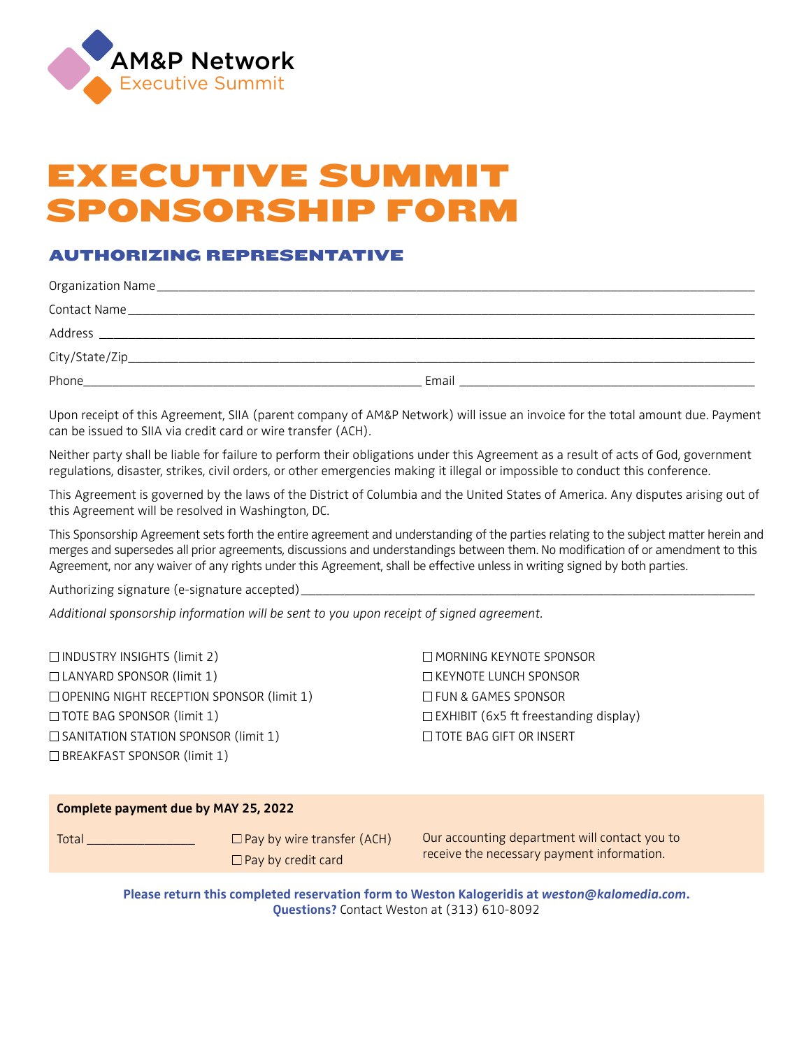AM&P Network
Executive Summit

# EXECUTIVE SUMMIT SPONSORSHIP FORM

## AUTHORIZING REPRESENTATIVE

Organization Name ______________________________________________

Contact Name ______________________________________________

Address ______________________________________________

City/State/Zip ______________________________________________

Phone ______________________ Email ______________________

Upon receipt of this Agreement, SIIA (parent company of AM&P Network) will issue an invoice for the total amount due. Payment can be issued to SIIA via credit card or wire transfer (ACH).

Neither party shall be liable for failure to perform their obligations under this Agreement as a result of acts of God, government regulations, disaster, strikes, civil orders, or other emergencies making it illegal or impossible to conduct this conference.

This Agreement is governed by the laws of the District of Columbia and the United States of America. Any disputes arising out of this Agreement will be resolved in Washington, DC.

This Sponsorship Agreement sets forth the entire agreement and understanding of the parties relating to the subject matter herein and merges and supersedes all prior agreements, discussions and understandings between them. No modification of or amendment to this Agreement, nor any waiver of any rights under this Agreement, shall be effective unless in writing signed by both parties.

Authorizing signature (e-signature accepted) ______________________________________________

*Additional sponsorship information will be sent to you upon receipt of signed agreement.*

☐ INDUSTRY INSIGHTS (limit 2)
☐ LANYARD SPONSOR (limit 1)
☐ OPENING NIGHT RECEPTION SPONSOR (limit 1)
☐ TOTE BAG SPONSOR (limit 1)
☐ SANITATION STATION SPONSOR (limit 1)
☐ BREAKFAST SPONSOR (limit 1)
☐ MORNING KEYNOTE SPONSOR
☐ KEYNOTE LUNCH SPONSOR
☐ FUN & GAMES SPONSOR
☐ EXHIBIT (6x5 ft freestanding display)
☐ TOTE BAG GIFT OR INSERT

**Complete payment due by MAY 25, 2022**

Total ________________

☐ Pay by wire transfer (ACH)
☐ Pay by credit card

Our accounting department will contact you to receive the necessary payment information.

**Please return this completed reservation form to Weston Kalogeridis at *weston@kalomedia.com*.**
**Questions?** Contact Weston at (313) 610-8092